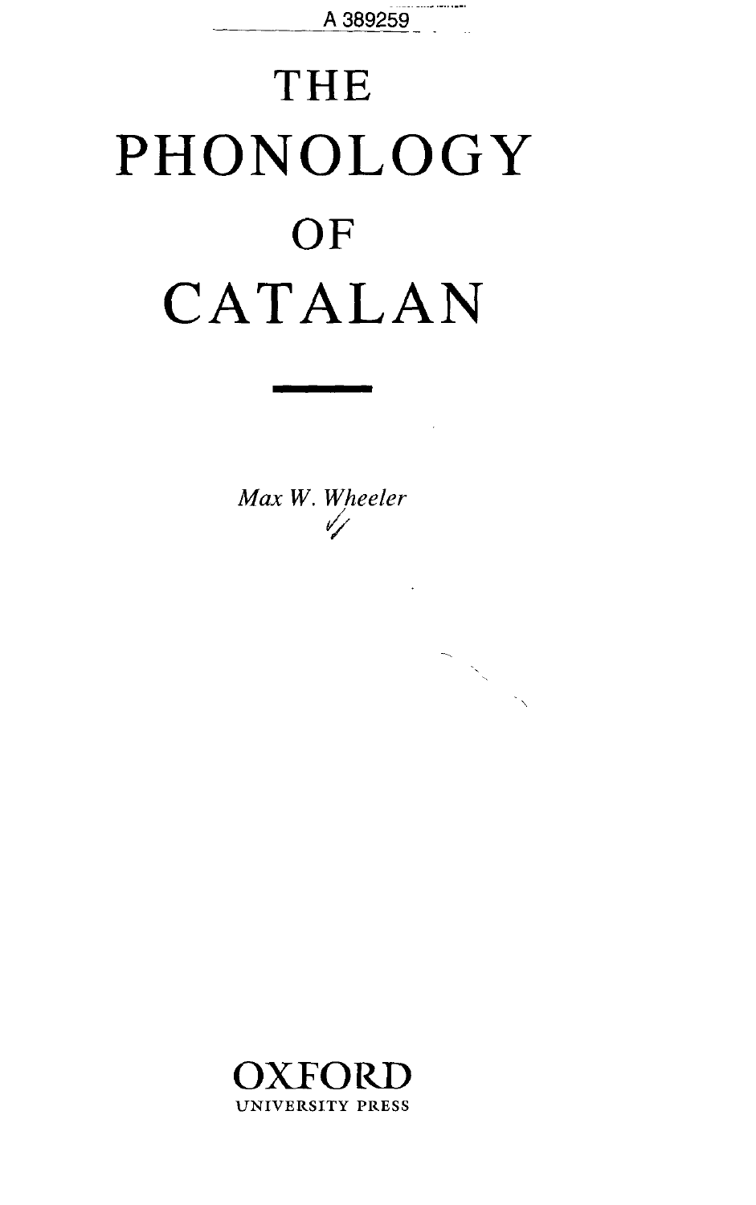A 389259

# THE PHONOLOGY OF CATALAN

*Max W. Wheeler*

OXFORD
UNIVERSITY PRESS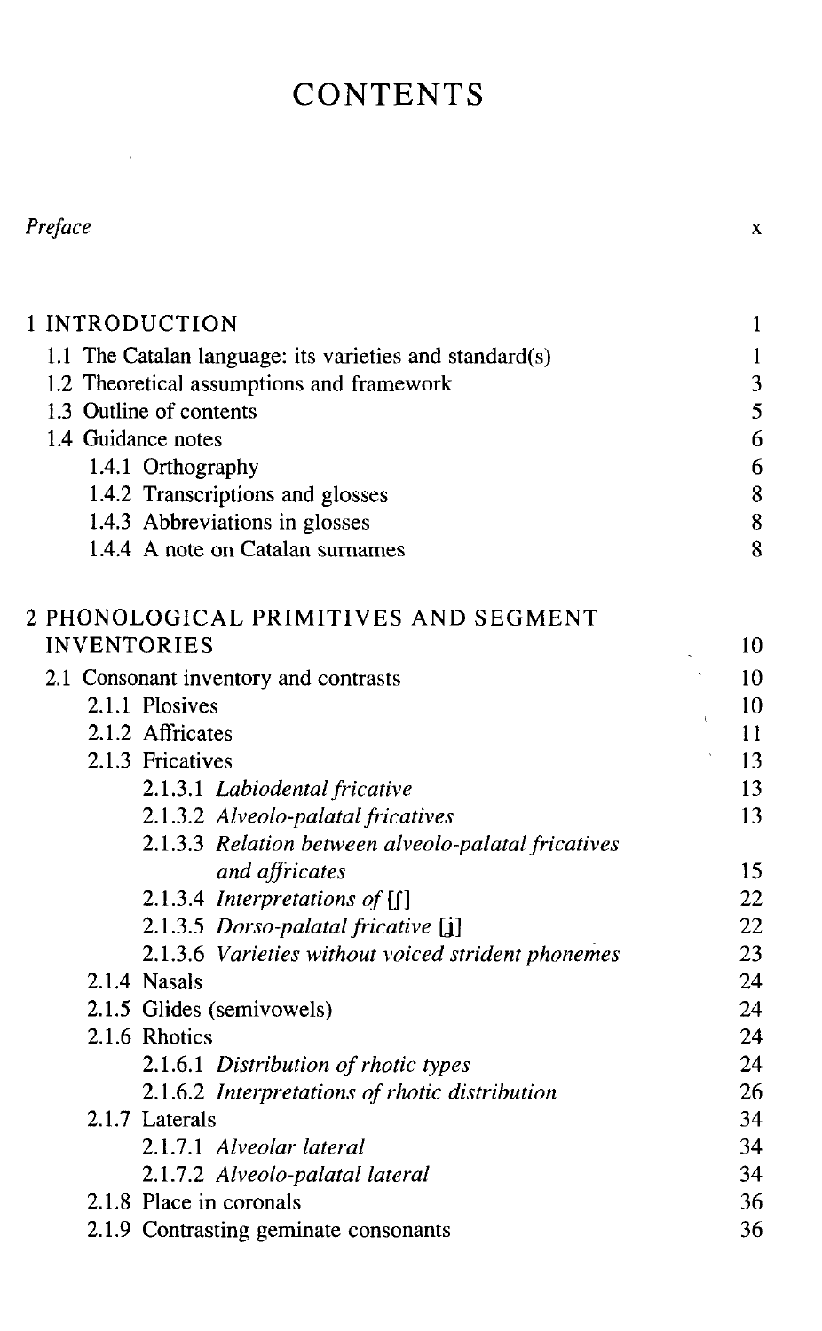# CONTENTS

| | |
|---|---|
| *Preface* | x |
| 1 INTRODUCTION | 1 |
| 1.1 The Catalan language: its varieties and standard(s) | 1 |
| 1.2 Theoretical assumptions and framework | 3 |
| 1.3 Outline of contents | 5 |
| 1.4 Guidance notes | 6 |
| 1.4.1 Orthography | 6 |
| 1.4.2 Transcriptions and glosses | 8 |
| 1.4.3 Abbreviations in glosses | 8 |
| 1.4.4 A note on Catalan surnames | 8 |
| 2 PHONOLOGICAL PRIMITIVES AND SEGMENT INVENTORIES | 10 |
| 2.1 Consonant inventory and contrasts | 10 |
| 2.1.1 Plosives | 10 |
| 2.1.2 Affricates | 11 |
| 2.1.3 Fricatives | 13 |
| 2.1.3.1 *Labiodental fricative* | 13 |
| 2.1.3.2 *Alveolo-palatal fricatives* | 13 |
| 2.1.3.3 *Relation between alveolo-palatal fricatives and affricates* | 15 |
| 2.1.3.4 *Interpretations of* [ʃ] | 22 |
| 2.1.3.5 *Dorso-palatal fricative* [ʝ] | 22 |
| 2.1.3.6 *Varieties without voiced strident phonemes* | 23 |
| 2.1.4 Nasals | 24 |
| 2.1.5 Glides (semivowels) | 24 |
| 2.1.6 Rhotics | 24 |
| 2.1.6.1 *Distribution of rhotic types* | 24 |
| 2.1.6.2 *Interpretations of rhotic distribution* | 26 |
| 2.1.7 Laterals | 34 |
| 2.1.7.1 *Alveolar lateral* | 34 |
| 2.1.7.2 *Alveolo-palatal lateral* | 34 |
| 2.1.8 Place in coronals | 36 |
| 2.1.9 Contrasting geminate consonants | 36 |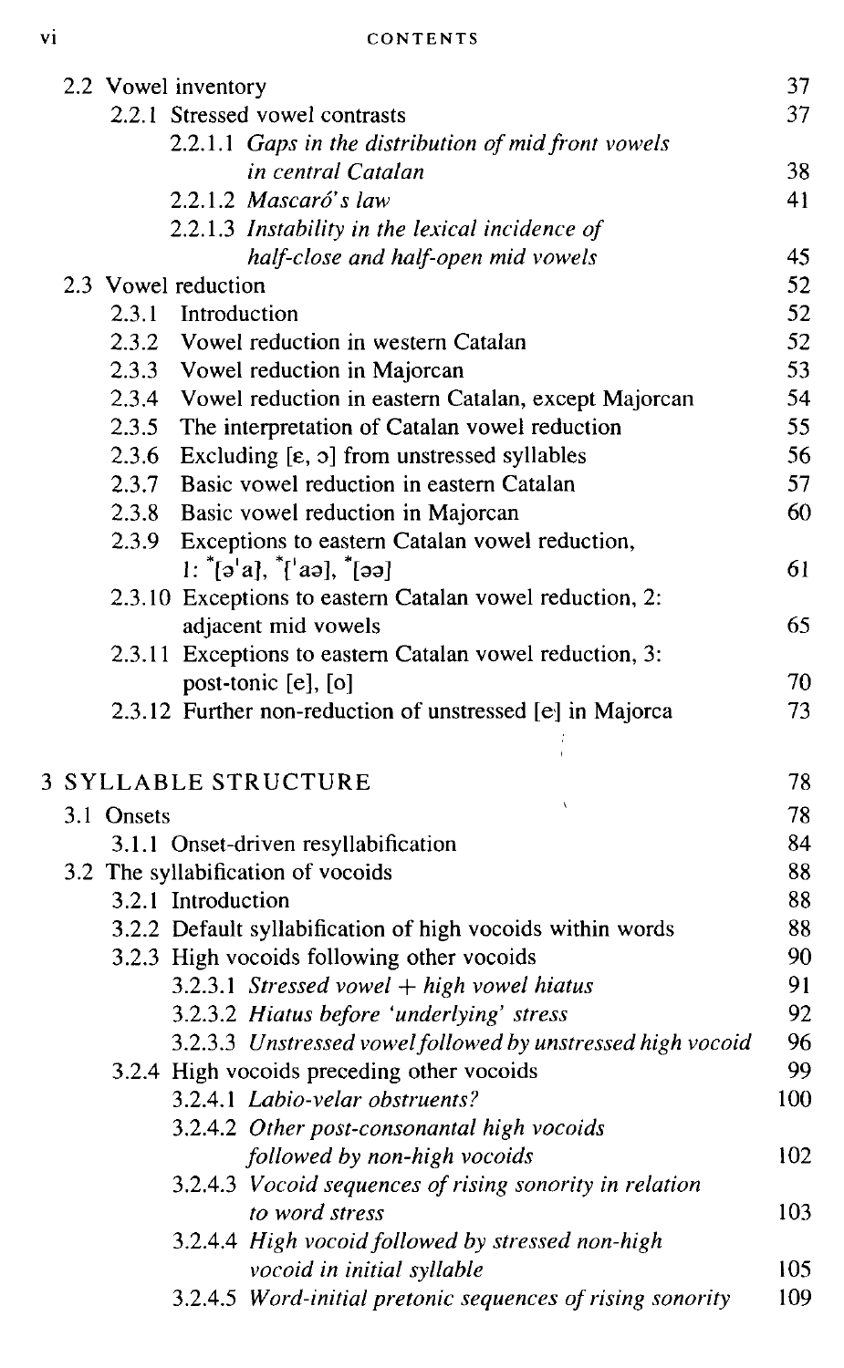2.2 Vowel inventory 37
  2.2.1 Stressed vowel contrasts 37
    2.2.1.1 *Gaps in the distribution of mid front vowels in central Catalan* 38
    2.2.1.2 *Mascaró's law* 41
    2.2.1.3 *Instability in the lexical incidence of half-close and half-open mid vowels* 45
2.3 Vowel reduction 52
  2.3.1 Introduction 52
  2.3.2 Vowel reduction in western Catalan 52
  2.3.3 Vowel reduction in Majorcan 53
  2.3.4 Vowel reduction in eastern Catalan, except Majorcan 54
  2.3.5 The interpretation of Catalan vowel reduction 55
  2.3.6 Excluding [ɛ, ɔ] from unstressed syllables 56
  2.3.7 Basic vowel reduction in eastern Catalan 57
  2.3.8 Basic vowel reduction in Majorcan 60
  2.3.9 Exceptions to eastern Catalan vowel reduction, 1: *[əˈa], *[ˈaə], *[əə] 61
  2.3.10 Exceptions to eastern Catalan vowel reduction, 2: adjacent mid vowels 65
  2.3.11 Exceptions to eastern Catalan vowel reduction, 3: post-tonic [e], [o] 70
  2.3.12 Further non-reduction of unstressed [e] in Majorca 73

3 SYLLABLE STRUCTURE 78
3.1 Onsets 78
  3.1.1 Onset-driven resyllabification 84
3.2 The syllabification of vocoids 88
  3.2.1 Introduction 88
  3.2.2 Default syllabification of high vocoids within words 88
  3.2.3 High vocoids following other vocoids 90
    3.2.3.1 *Stressed vowel + high vowel hiatus* 91
    3.2.3.2 *Hiatus before 'underlying' stress* 92
    3.2.3.3 *Unstressed vowel followed by unstressed high vocoid* 96
  3.2.4 High vocoids preceding other vocoids 99
    3.2.4.1 *Labio-velar obstruents?* 100
    3.2.4.2 *Other post-consonantal high vocoids followed by non-high vocoids* 102
    3.2.4.3 *Vocoid sequences of rising sonority in relation to word stress* 103
    3.2.4.4 *High vocoid followed by stressed non-high vocoid in initial syllable* 105
    3.2.4.5 *Word-initial pretonic sequences of rising sonority* 109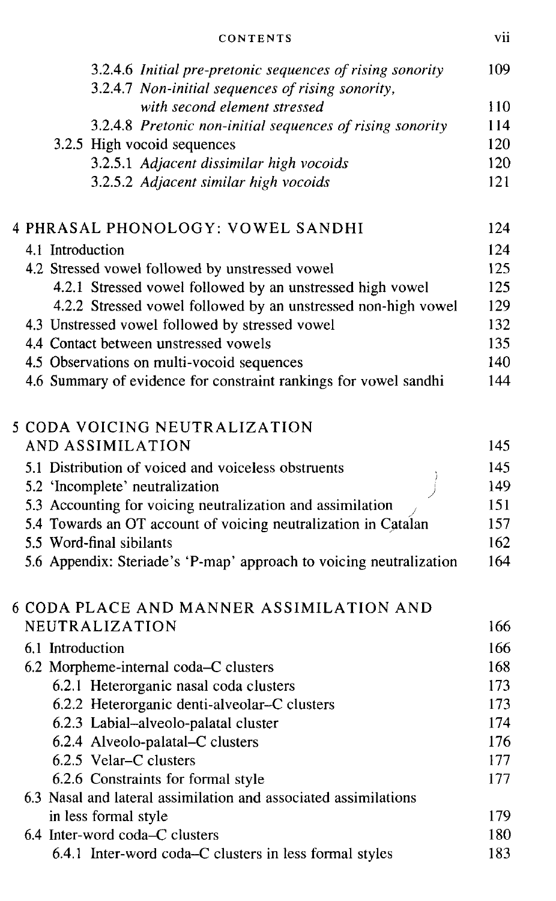3.2.4.6 *Initial pre-pretonic sequences of rising sonority* 109
3.2.4.7 *Non-initial sequences of rising sonority, with second element stressed* 110
3.2.4.8 *Pretonic non-initial sequences of rising sonority* 114
3.2.5 High vocoid sequences 120
3.2.5.1 *Adjacent dissimilar high vocoids* 120
3.2.5.2 *Adjacent similar high vocoids* 121

4 PHRASAL PHONOLOGY: VOWEL SANDHI 124
4.1 Introduction 124
4.2 Stressed vowel followed by unstressed vowel 125
4.2.1 Stressed vowel followed by an unstressed high vowel 125
4.2.2 Stressed vowel followed by an unstressed non-high vowel 129
4.3 Unstressed vowel followed by stressed vowel 132
4.4 Contact between unstressed vowels 135
4.5 Observations on multi-vocoid sequences 140
4.6 Summary of evidence for constraint rankings for vowel sandhi 144

5 CODA VOICING NEUTRALIZATION AND ASSIMILATION 145
5.1 Distribution of voiced and voiceless obstruents 145
5.2 'Incomplete' neutralization 149
5.3 Accounting for voicing neutralization and assimilation 151
5.4 Towards an OT account of voicing neutralization in Catalan 157
5.5 Word-final sibilants 162
5.6 Appendix: Steriade's 'P-map' approach to voicing neutralization 164

6 CODA PLACE AND MANNER ASSIMILATION AND NEUTRALIZATION 166
6.1 Introduction 166
6.2 Morpheme-internal coda–C clusters 168
6.2.1 Heterorganic nasal coda clusters 173
6.2.2 Heterorganic denti-alveolar–C clusters 173
6.2.3 Labial–alveolo-palatal cluster 174
6.2.4 Alveolo-palatal–C clusters 176
6.2.5 Velar–C clusters 177
6.2.6 Constraints for formal style 177
6.3 Nasal and lateral assimilation and associated assimilations in less formal style 179
6.4 Inter-word coda–C clusters 180
6.4.1 Inter-word coda–C clusters in less formal styles 183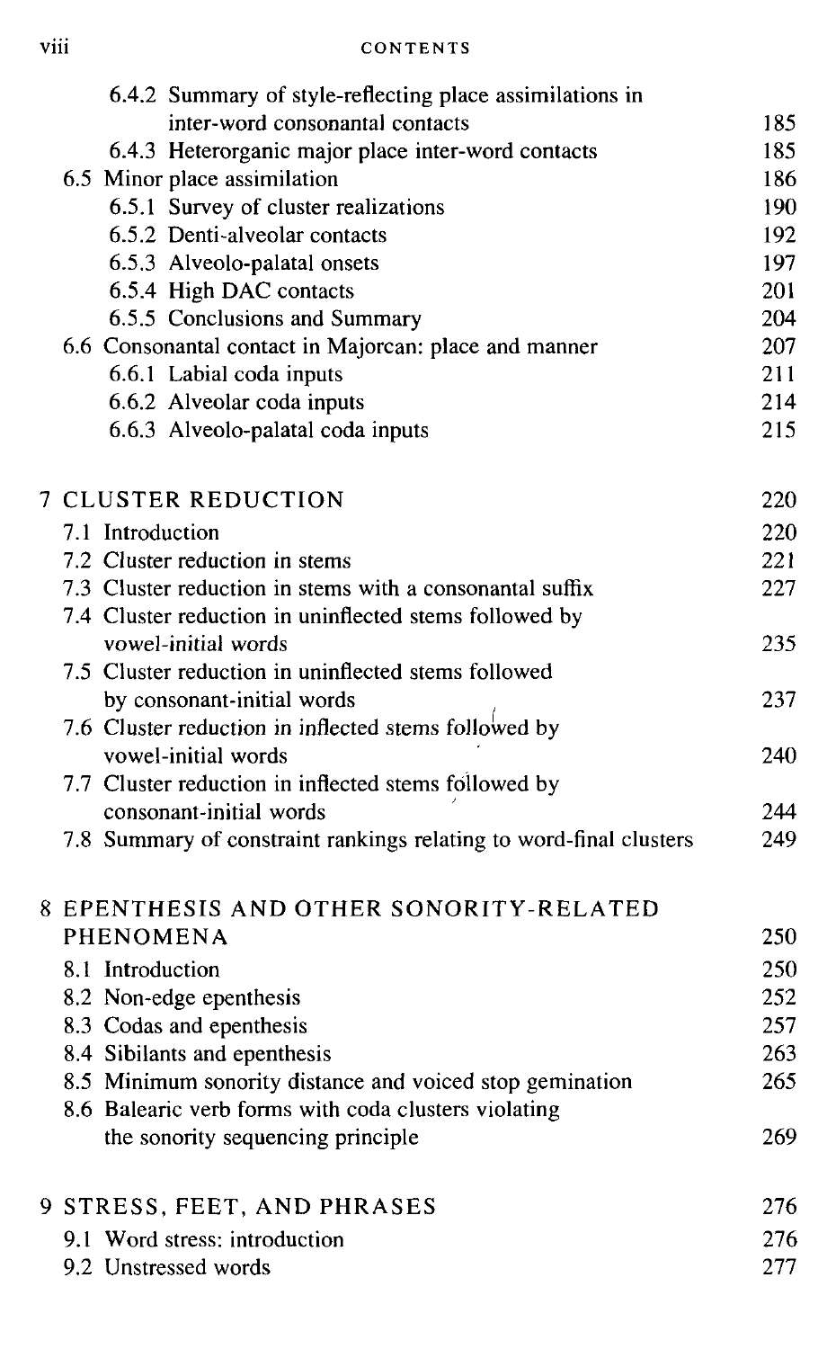| | |
|---|---|
| 6.4.2 Summary of style-reflecting place assimilations in inter-word consonantal contacts | 185 |
| 6.4.3 Heterorganic major place inter-word contacts | 185 |
| 6.5 Minor place assimilation | 186 |
| 6.5.1 Survey of cluster realizations | 190 |
| 6.5.2 Denti-alveolar contacts | 192 |
| 6.5.3 Alveolo-palatal onsets | 197 |
| 6.5.4 High DAC contacts | 201 |
| 6.5.5 Conclusions and Summary | 204 |
| 6.6 Consonantal contact in Majorcan: place and manner | 207 |
| 6.6.1 Labial coda inputs | 211 |
| 6.6.2 Alveolar coda inputs | 214 |
| 6.6.3 Alveolo-palatal coda inputs | 215 |
| **7 CLUSTER REDUCTION** | **220** |
| 7.1 Introduction | 220 |
| 7.2 Cluster reduction in stems | 221 |
| 7.3 Cluster reduction in stems with a consonantal suffix | 227 |
| 7.4 Cluster reduction in uninflected stems followed by vowel-initial words | 235 |
| 7.5 Cluster reduction in uninflected stems followed by consonant-initial words | 237 |
| 7.6 Cluster reduction in inflected stems followed by vowel-initial words | 240 |
| 7.7 Cluster reduction in inflected stems followed by consonant-initial words | 244 |
| 7.8 Summary of constraint rankings relating to word-final clusters | 249 |
| **8 EPENTHESIS AND OTHER SONORITY-RELATED PHENOMENA** | **250** |
| 8.1 Introduction | 250 |
| 8.2 Non-edge epenthesis | 252 |
| 8.3 Codas and epenthesis | 257 |
| 8.4 Sibilants and epenthesis | 263 |
| 8.5 Minimum sonority distance and voiced stop gemination | 265 |
| 8.6 Balearic verb forms with coda clusters violating the sonority sequencing principle | 269 |
| **9 STRESS, FEET, AND PHRASES** | **276** |
| 9.1 Word stress: introduction | 276 |
| 9.2 Unstressed words | 277 |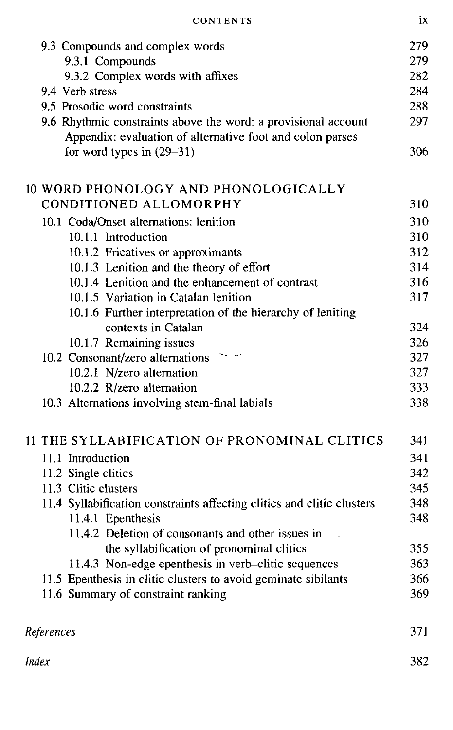9.3 Compounds and complex words 279

- 9.3.1 Compounds 279
- 9.3.2 Complex words with affixes 282

9.4 Verb stress 284

9.5 Prosodic word constraints 288

9.6 Rhythmic constraints above the word: a provisional account 297

Appendix: evaluation of alternative foot and colon parses for word types in (29–31) 306

10 WORD PHONOLOGY AND PHONOLOGICALLY CONDITIONED ALLOMORPHY 310

10.1 Coda/Onset alternations: lenition 310

- 10.1.1 Introduction 310
- 10.1.2 Fricatives or approximants 312
- 10.1.3 Lenition and the theory of effort 314
- 10.1.4 Lenition and the enhancement of contrast 316
- 10.1.5 Variation in Catalan lenition 317
- 10.1.6 Further interpretation of the hierarchy of leniting contexts in Catalan 324
- 10.1.7 Remaining issues 326

10.2 Consonant/zero alternations 327

- 10.2.1 N/zero alternation 327
- 10.2.2 R/zero alternation 333

10.3 Alternations involving stem-final labials 338

11 THE SYLLABIFICATION OF PRONOMINAL CLITICS 341

11.1 Introduction 341

11.2 Single clitics 342

11.3 Clitic clusters 345

11.4 Syllabification constraints affecting clitics and clitic clusters 348

- 11.4.1 Epenthesis 348
- 11.4.2 Deletion of consonants and other issues in the syllabification of pronominal clitics 355
- 11.4.3 Non-edge epenthesis in verb–clitic sequences 363

11.5 Epenthesis in clitic clusters to avoid geminate sibilants 366

11.6 Summary of constraint ranking 369

*References* 371

*Index* 382